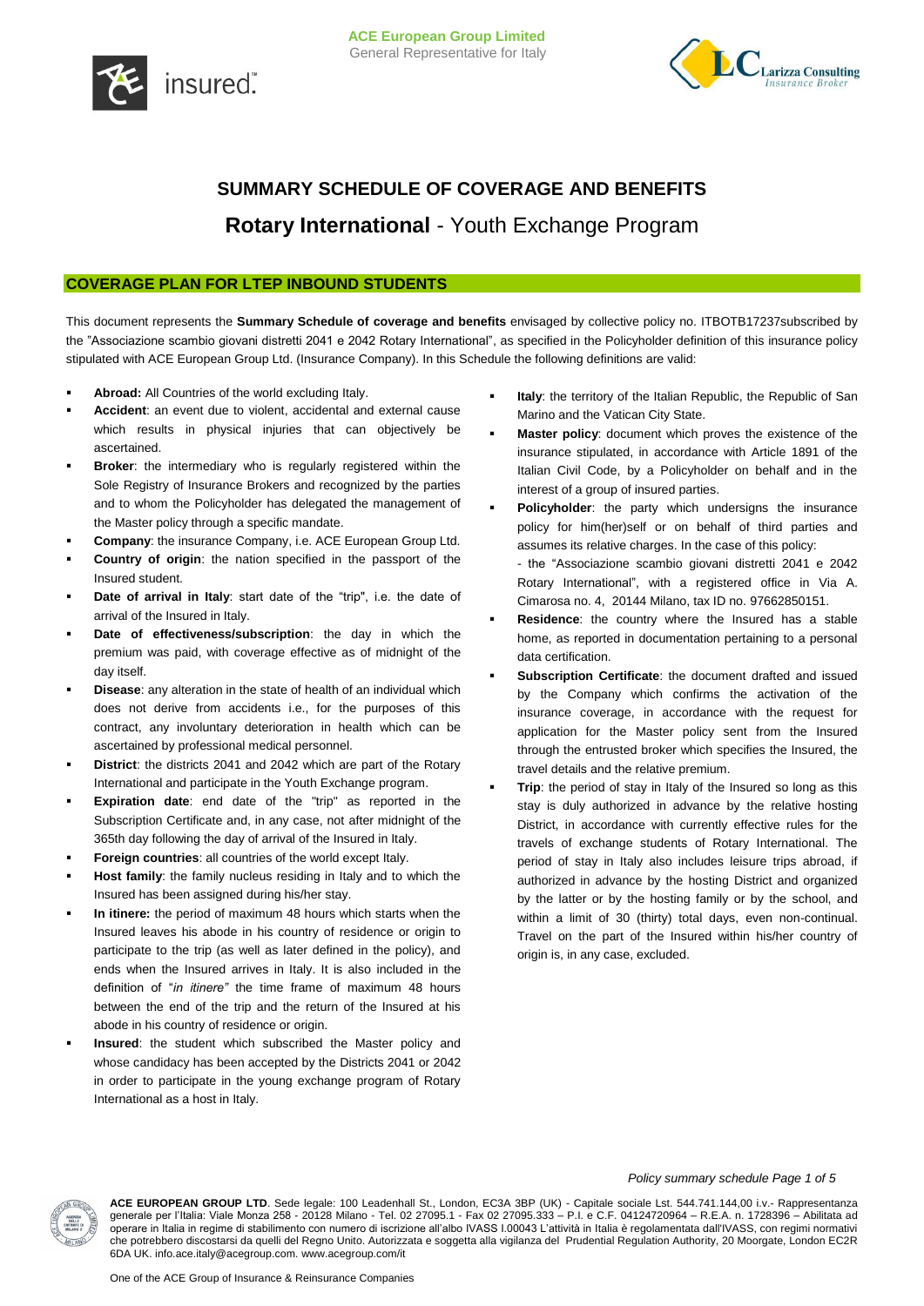ACE European Group Limited
General Representative for Italy

# SUMMARY SCHEDULE OF COVERAGE AND BENEFITS

## **Rotary International** - Youth Exchange Program

### COVERAGE PLAN FOR LTEP INBOUND STUDENTS

This document represents the **Summary Schedule of coverage and benefits** envisaged by collective policy no. ITBOTB17237subscribed by the "Associazione scambio giovani distretti 2041 e 2042 Rotary International", as specified in the Policyholder definition of this insurance policy stipulated with ACE European Group Ltd. (Insurance Company). In this Schedule the following definitions are valid:

- **Abroad:** All Countries of the world excluding Italy.
- **Accident**: an event due to violent, accidental and external cause which results in physical injuries that can objectively be ascertained.
- **Broker**: the intermediary who is regularly registered within the Sole Registry of Insurance Brokers and recognized by the parties and to whom the Policyholder has delegated the management of the Master policy through a specific mandate.
- **Company**: the insurance Company, i.e. ACE European Group Ltd.
- **Country of origin**: the nation specified in the passport of the Insured student.
- **Date of arrival in Italy**: start date of the "trip", i.e. the date of arrival of the Insured in Italy.
- **Date of effectiveness/subscription**: the day in which the premium was paid, with coverage effective as of midnight of the day itself.
- **Disease**: any alteration in the state of health of an individual which does not derive from accidents i.e., for the purposes of this contract, any involuntary deterioration in health which can be ascertained by professional medical personnel.
- **District**: the districts 2041 and 2042 which are part of the Rotary International and participate in the Youth Exchange program.
- **Expiration date**: end date of the "trip" as reported in the Subscription Certificate and, in any case, not after midnight of the 365th day following the day of arrival of the Insured in Italy.
- **Foreign countries**: all countries of the world except Italy.
- **Host family**: the family nucleus residing in Italy and to which the Insured has been assigned during his/her stay.
- **In itinere:** the period of maximum 48 hours which starts when the Insured leaves his abode in his country of residence or origin to participate to the trip (as well as later defined in the policy), and ends when the Insured arrives in Italy. It is also included in the definition of "*in itinere"* the time frame of maximum 48 hours between the end of the trip and the return of the Insured at his abode in his country of residence or origin.
- **Insured**: the student which subscribed the Master policy and whose candidacy has been accepted by the Districts 2041 or 2042 in order to participate in the young exchange program of Rotary International as a host in Italy.
- **Italy**: the territory of the Italian Republic, the Republic of San Marino and the Vatican City State.
- **Master policy**: document which proves the existence of the insurance stipulated, in accordance with Article 1891 of the Italian Civil Code, by a Policyholder on behalf and in the interest of a group of insured parties.
- **Policyholder**: the party which undersigns the insurance policy for him(her)self or on behalf of third parties and assumes its relative charges. In the case of this policy:
  - the "Associazione scambio giovani distretti 2041 e 2042 Rotary International", with a registered office in Via A. Cimarosa no. 4, 20144 Milano, tax ID no. 97662850151.
- **Residence**: the country where the Insured has a stable home, as reported in documentation pertaining to a personal data certification.
- **Subscription Certificate**: the document drafted and issued by the Company which confirms the activation of the insurance coverage, in accordance with the request for application for the Master policy sent from the Insured through the entrusted broker which specifies the Insured, the travel details and the relative premium.
- **Trip**: the period of stay in Italy of the Insured so long as this stay is duly authorized in advance by the relative hosting District, in accordance with currently effective rules for the travels of exchange students of Rotary International. The period of stay in Italy also includes leisure trips abroad, if authorized in advance by the hosting District and organized by the latter or by the hosting family or by the school, and within a limit of 30 (thirty) total days, even non-continual. Travel on the part of the Insured within his/her country of origin is, in any case, excluded.

**ACE EUROPEAN GROUP LTD**. Sede legale: 100 Leadenhall St., London, EC3A 3BP (UK) - Capitale sociale Lst. 544.741.144,00 i.v.- Rappresentanza generale per l'Italia: Viale Monza 258 - 20128 Milano - Tel. 02 27095.1 - Fax 02 27095.333 – P.I. e C.F. 04124720964 – R.E.A. n. 1728396 – Abilitata ad operare in Italia in regime di stabilimento con numero di iscrizione all'albo IVASS I.00043 L'attività in Italia è regolamentata dall'IVASS, con regimi normativi che potrebbero discostarsi da quelli del Regno Unito. Autorizzata e soggetta alla vigilanza del Prudential Regulation Authority, 20 Moorgate, London EC2R 6DA UK. info.ace.italy@acegroup.com. www.acegroup.com/it

One of the ACE Group of Insurance & Reinsurance Companies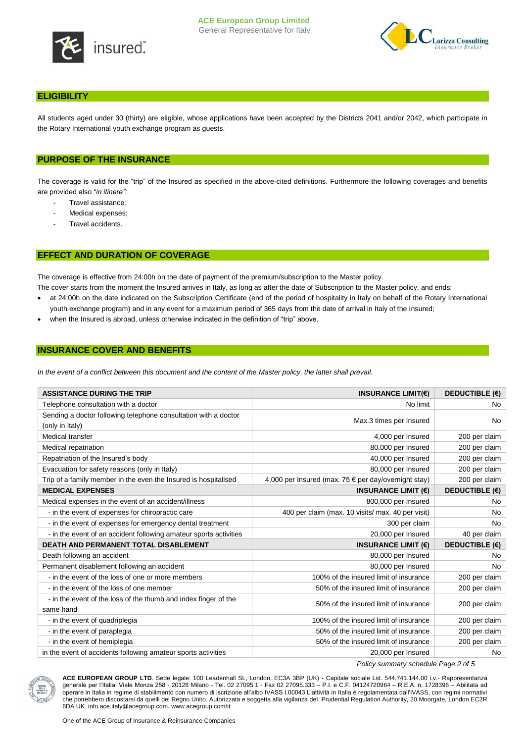## ELIGIBILITY

All students aged under 30 (thirty) are eligible, whose applications have been accepted by the Districts 2041 and/or 2042, which participate in the Rotary International youth exchange program as guests.

## PURPOSE OF THE INSURANCE

The coverage is valid for the "trip" of the Insured as specified in the above-cited definitions. Furthermore the following coverages and benefits are provided also "*in itinere":*

- Travel assistance;
- Medical expenses;
- Travel accidents.

## EFFECT AND DURATION OF COVERAGE

The coverage is effective from 24:00h on the date of payment of the premium/subscription to the Master policy.

The cover starts from the moment the Insured arrives in Italy, as long as after the date of Subscription to the Master policy, and ends:

- at 24:00h on the date indicated on the Subscription Certificate (end of the period of hospitality in Italy on behalf of the Rotary International youth exchange program) and in any event for a maximum period of 365 days from the date of arrival in Italy of the Insured;
- when the Insured is abroad, unless otherwise indicated in the definition of "trip" above.

## INSURANCE COVER AND BENEFITS

*In the event of a conflict between this document and the content of the Master policy, the latter shall prevail.*

| ASSISTANCE DURING THE TRIP | INSURANCE LIMIT(€) | DEDUCTIBLE (€) |
|---|---|---|
| Telephone consultation with a doctor | No limit | No |
| Sending a doctor following telephone consultation with a doctor (only in Italy) | Max.3 times per Insured | No |
| Medical transfer | 4,000 per Insured | 200 per claim |
| Medical repatriation | 80,000 per Insured | 200 per claim |
| Repatriation of the Insured's body | 40,000 per Insured | 200 per claim |
| Evacuation for safety reasons (only in Italy) | 80,000 per Insured | 200 per claim |
| Trip of a family member in the even the Insured is hospitalised | 4,000 per Insured (max. 75 € per day/overnight stay) | 200 per claim |
| **MEDICAL EXPENSES** | **INSURANCE LIMIT (€)** | **DEDUCTIBLE (€)** |
| Medical expenses in the event of an accident/illness | 800,000 per Insured | No |
| - in the event of expenses for chiropractic care | 400 per claim (max. 10 visits/ max. 40 per visit) | No |
| - in the event of expenses for emergency dental treatment | 300 per claim | No |
| - in the event of an accident following amateur sports activities | 20,000 per Insured | 40 per claim |
| **DEATH AND PERMANENT TOTAL DISABLEMENT** | **INSURANCE LIMIT (€)** | **DEDUCTIBLE (€)** |
| Death following an accident | 80,000 per Insured | No |
| Permanent disablement following an accident | 80,000 per Insured | No |
| - in the event of the loss of one or more members | 100% of the insured limit of insurance | 200 per claim |
| - in the event of the loss of one member | 50% of the insured limit of insurance | 200 per claim |
| - in the event of the loss of the thumb and index finger of the same hand | 50% of the insured limit of insurance | 200 per claim |
| - in the event of quadriplegia | 100% of the insured limit of insurance | 200 per claim |
| - in the event of paraplegia | 50% of the insured limit of insurance | 200 per claim |
| - in the event of hemiplegia | 50% of the insured limit of insurance | 200 per claim |
| in the event of accidents following amateur sports activities | 20,000 per Insured | No |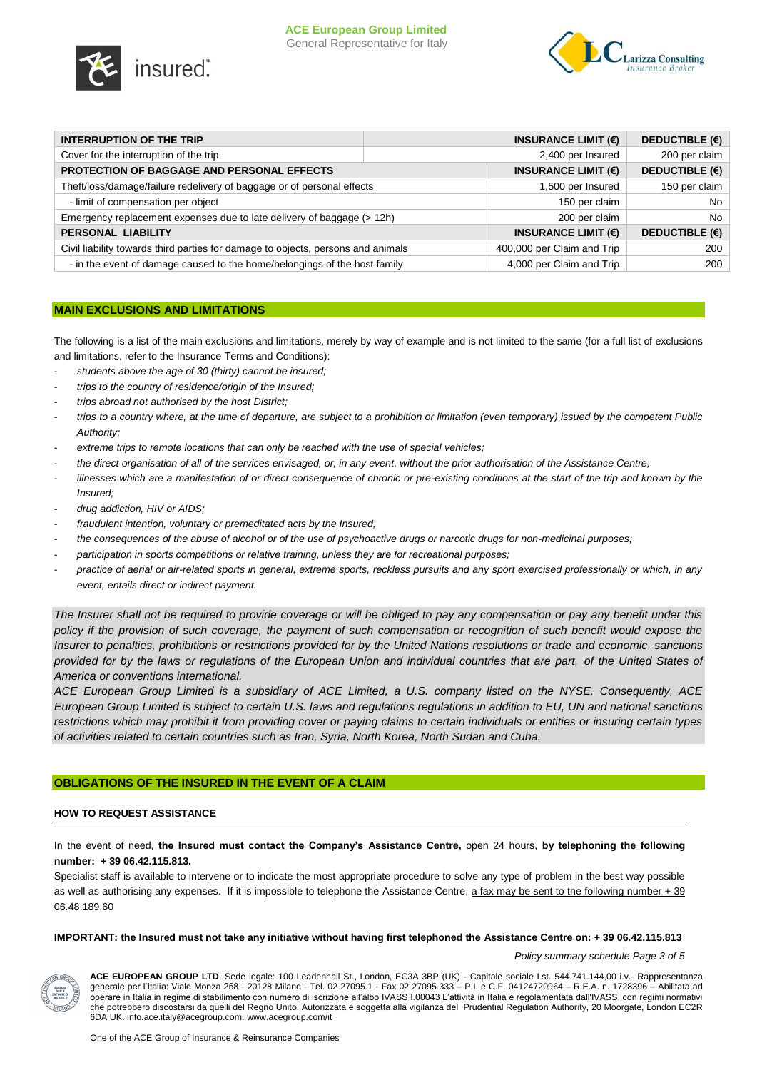| INTERRUPTION OF THE TRIP | INSURANCE LIMIT (€) | DEDUCTIBLE (€) |
|---|---|---|
| Cover for the interruption of the trip | 2,400 per Insured | 200 per claim |
| **PROTECTION OF BAGGAGE AND PERSONAL EFFECTS** | **INSURANCE LIMIT (€)** | **DEDUCTIBLE (€)** |
| Theft/loss/damage/failure redelivery of baggage or of personal effects | 1,500 per Insured | 150 per claim |
| - limit of compensation per object | 150 per claim | No |
| Emergency replacement expenses due to late delivery of baggage (> 12h) | 200 per claim | No |
| **PERSONAL LIABILITY** | **INSURANCE LIMIT (€)** | **DEDUCTIBLE (€)** |
| Civil liability towards third parties for damage to objects, persons and animals | 400,000 per Claim and Trip | 200 |
| - in the event of damage caused to the home/belongings of the host family | 4,000 per Claim and Trip | 200 |

## MAIN EXCLUSIONS AND LIMITATIONS

The following is a list of the main exclusions and limitations, merely by way of example and is not limited to the same (for a full list of exclusions and limitations, refer to the Insurance Terms and Conditions):

- *students above the age of 30 (thirty) cannot be insured;*
- *trips to the country of residence/origin of the Insured;*
- *trips abroad not authorised by the host District;*
- *trips to a country where, at the time of departure, are subject to a prohibition or limitation (even temporary) issued by the competent Public Authority;*
- *extreme trips to remote locations that can only be reached with the use of special vehicles;*
- *the direct organisation of all of the services envisaged, or, in any event, without the prior authorisation of the Assistance Centre;*
- *illnesses which are a manifestation of or direct consequence of chronic or pre-existing conditions at the start of the trip and known by the Insured;*
- *drug addiction, HIV or AIDS;*
- *fraudulent intention, voluntary or premeditated acts by the Insured;*
- *the consequences of the abuse of alcohol or of the use of psychoactive drugs or narcotic drugs for non-medicinal purposes;*
- *participation in sports competitions or relative training, unless they are for recreational purposes;*
- *practice of aerial or air-related sports in general, extreme sports, reckless pursuits and any sport exercised professionally or which, in any event, entails direct or indirect payment.*

*The Insurer shall not be required to provide coverage or will be obliged to pay any compensation or pay any benefit under this policy if the provision of such coverage, the payment of such compensation or recognition of such benefit would expose the Insurer to penalties, prohibitions or restrictions provided for by the United Nations resolutions or trade and economic sanctions provided for by the laws or regulations of the European Union and individual countries that are part, of the United States of America or conventions international.*

*ACE European Group Limited is a subsidiary of ACE Limited, a U.S. company listed on the NYSE. Consequently, ACE European Group Limited is subject to certain U.S. laws and regulations regulations in addition to EU, UN and national sanctions restrictions which may prohibit it from providing cover or paying claims to certain individuals or entities or insuring certain types of activities related to certain countries such as Iran, Syria, North Korea, North Sudan and Cuba.*

## OBLIGATIONS OF THE INSURED IN THE EVENT OF A CLAIM

### HOW TO REQUEST ASSISTANCE

In the event of need, **the Insured must contact the Company's Assistance Centre,** open 24 hours, **by telephoning the following number: + 39 06.42.115.813.**

Specialist staff is available to intervene or to indicate the most appropriate procedure to solve any type of problem in the best way possible as well as authorising any expenses. If it is impossible to telephone the Assistance Centre, a fax may be sent to the following number + 39 06.48.189.60

**IMPORTANT: the Insured must not take any initiative without having first telephoned the Assistance Centre on: + 39 06.42.115.813**

**ACE EUROPEAN GROUP LTD**. Sede legale: 100 Leadenhall St., London, EC3A 3BP (UK) - Capitale sociale Lst. 544.741.144,00 i.v.- Rappresentanza generale per l'Italia: Viale Monza 258 - 20128 Milano - Tel. 02 27095.1 - Fax 02 27095.333 – P.I. e C.F. 04124720964 – R.E.A. n. 1728396 – Abilitata ad operare in Italia in regime di stabilimento con numero di iscrizione all'albo IVASS I.00043 L'attività in Italia è regolamentata dall'IVASS, con regimi normativi che potrebbero discostarsi da quelli del Regno Unito. Autorizzata e soggetta alla vigilanza del Prudential Regulation Authority, 20 Moorgate, London EC2R 6DA UK. info.ace.italy@acegroup.com. www.acegroup.com/it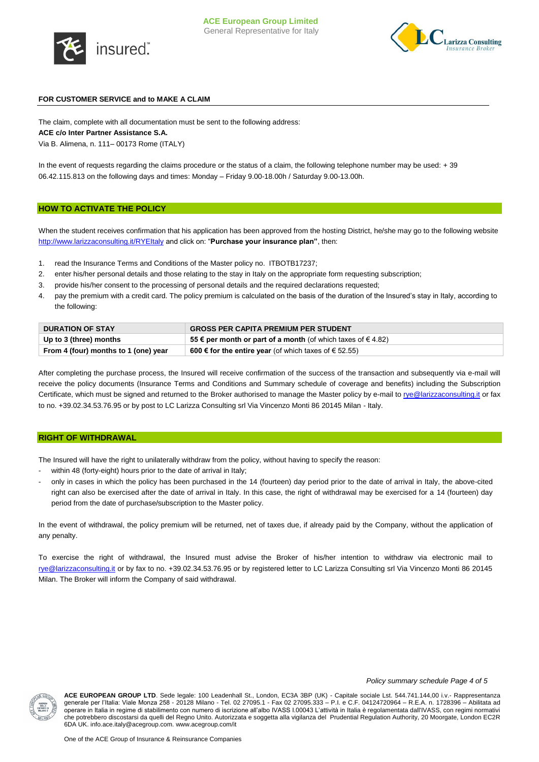**FOR CUSTOMER SERVICE and to MAKE A CLAIM**

The claim, complete with all documentation must be sent to the following address:
**ACE c/o Inter Partner Assistance S.A.**
Via B. Alimena, n. 111– 00173 Rome (ITALY)

In the event of requests regarding the claims procedure or the status of a claim, the following telephone number may be used: + 39 06.42.115.813 on the following days and times: Monday – Friday 9.00-18.00h / Saturday 9.00-13.00h.

## HOW TO ACTIVATE THE POLICY

When the student receives confirmation that his application has been approved from the hosting District, he/she may go to the following website http://www.larizzaconsulting.it/RYEItaly and click on: "**Purchase your insurance plan"**, then:

1. read the Insurance Terms and Conditions of the Master policy no. ITBOTB17237;
2. enter his/her personal details and those relating to the stay in Italy on the appropriate form requesting subscription;
3. provide his/her consent to the processing of personal details and the required declarations requested;
4. pay the premium with a credit card. The policy premium is calculated on the basis of the duration of the Insured's stay in Italy, according to the following:

| DURATION OF STAY | GROSS PER CAPITA PREMIUM PER STUDENT |
|---|---|
| **Up to 3 (three) months** | **55 € per month or part of a month** (of which taxes of € 4.82) |
| **From 4 (four) months to 1 (one) year** | **600 € for the entire year** (of which taxes of € 52.55) |

After completing the purchase process, the Insured will receive confirmation of the success of the transaction and subsequently via e-mail will receive the policy documents (Insurance Terms and Conditions and Summary schedule of coverage and benefits) including the Subscription Certificate, which must be signed and returned to the Broker authorised to manage the Master policy by e-mail to rye@larizzaconsulting.it or fax to no. +39.02.34.53.76.95 or by post to LC Larizza Consulting srl Via Vincenzo Monti 86 20145 Milan - Italy.

## RIGHT OF WITHDRAWAL

The Insured will have the right to unilaterally withdraw from the policy, without having to specify the reason:

- within 48 (forty-eight) hours prior to the date of arrival in Italy;
- only in cases in which the policy has been purchased in the 14 (fourteen) day period prior to the date of arrival in Italy, the above-cited right can also be exercised after the date of arrival in Italy. In this case, the right of withdrawal may be exercised for a 14 (fourteen) day period from the date of purchase/subscription to the Master policy.

In the event of withdrawal, the policy premium will be returned, net of taxes due, if already paid by the Company, without the application of any penalty.

To exercise the right of withdrawal, the Insured must advise the Broker of his/her intention to withdraw via electronic mail to rye@larizzaconsulting.it or by fax to no. +39.02.34.53.76.95 or by registered letter to LC Larizza Consulting srl Via Vincenzo Monti 86 20145 Milan. The Broker will inform the Company of said withdrawal.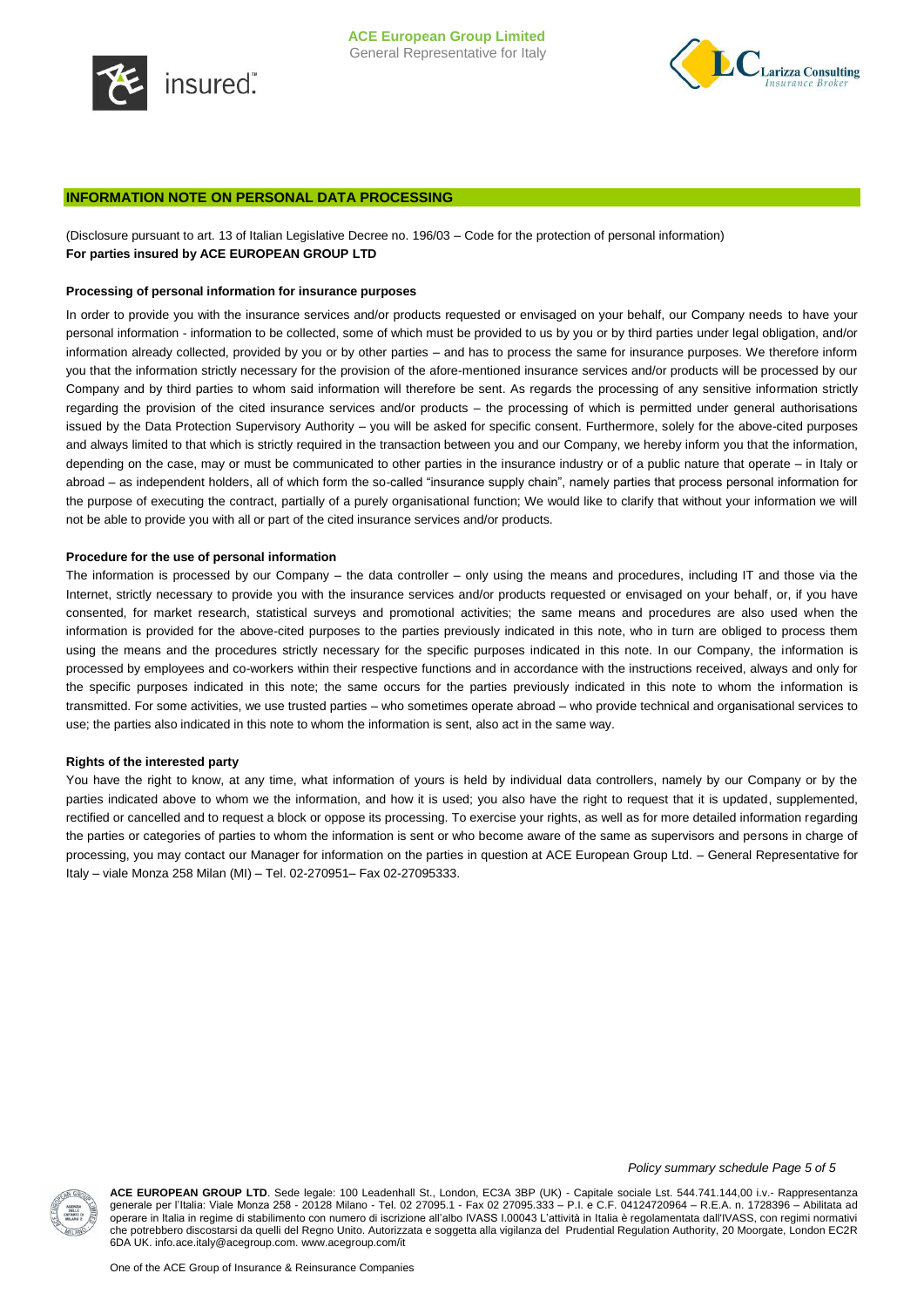## INFORMATION NOTE ON PERSONAL DATA PROCESSING

(Disclosure pursuant to art. 13 of Italian Legislative Decree no. 196/03 – Code for the protection of personal information)
**For parties insured by ACE EUROPEAN GROUP LTD**

**Processing of personal information for insurance purposes**

In order to provide you with the insurance services and/or products requested or envisaged on your behalf, our Company needs to have your personal information - information to be collected, some of which must be provided to us by you or by third parties under legal obligation, and/or information already collected, provided by you or by other parties – and has to process the same for insurance purposes. We therefore inform you that the information strictly necessary for the provision of the afore-mentioned insurance services and/or products will be processed by our Company and by third parties to whom said information will therefore be sent. As regards the processing of any sensitive information strictly regarding the provision of the cited insurance services and/or products – the processing of which is permitted under general authorisations issued by the Data Protection Supervisory Authority – you will be asked for specific consent. Furthermore, solely for the above-cited purposes and always limited to that which is strictly required in the transaction between you and our Company, we hereby inform you that the information, depending on the case, may or must be communicated to other parties in the insurance industry or of a public nature that operate – in Italy or abroad – as independent holders, all of which form the so-called "insurance supply chain", namely parties that process personal information for the purpose of executing the contract, partially of a purely organisational function; We would like to clarify that without your information we will not be able to provide you with all or part of the cited insurance services and/or products.

**Procedure for the use of personal information**

The information is processed by our Company – the data controller – only using the means and procedures, including IT and those via the Internet, strictly necessary to provide you with the insurance services and/or products requested or envisaged on your behalf, or, if you have consented, for market research, statistical surveys and promotional activities; the same means and procedures are also used when the information is provided for the above-cited purposes to the parties previously indicated in this note, who in turn are obliged to process them using the means and the procedures strictly necessary for the specific purposes indicated in this note. In our Company, the information is processed by employees and co-workers within their respective functions and in accordance with the instructions received, always and only for the specific purposes indicated in this note; the same occurs for the parties previously indicated in this note to whom the information is transmitted. For some activities, we use trusted parties – who sometimes operate abroad – who provide technical and organisational services to use; the parties also indicated in this note to whom the information is sent, also act in the same way.

**Rights of the interested party**

You have the right to know, at any time, what information of yours is held by individual data controllers, namely by our Company or by the parties indicated above to whom we the information, and how it is used; you also have the right to request that it is updated, supplemented, rectified or cancelled and to request a block or oppose its processing. To exercise your rights, as well as for more detailed information regarding the parties or categories of parties to whom the information is sent or who become aware of the same as supervisors and persons in charge of processing, you may contact our Manager for information on the parties in question at ACE European Group Ltd. – General Representative for Italy – viale Monza 258 Milan (MI) – Tel. 02-270951– Fax 02-27095333.